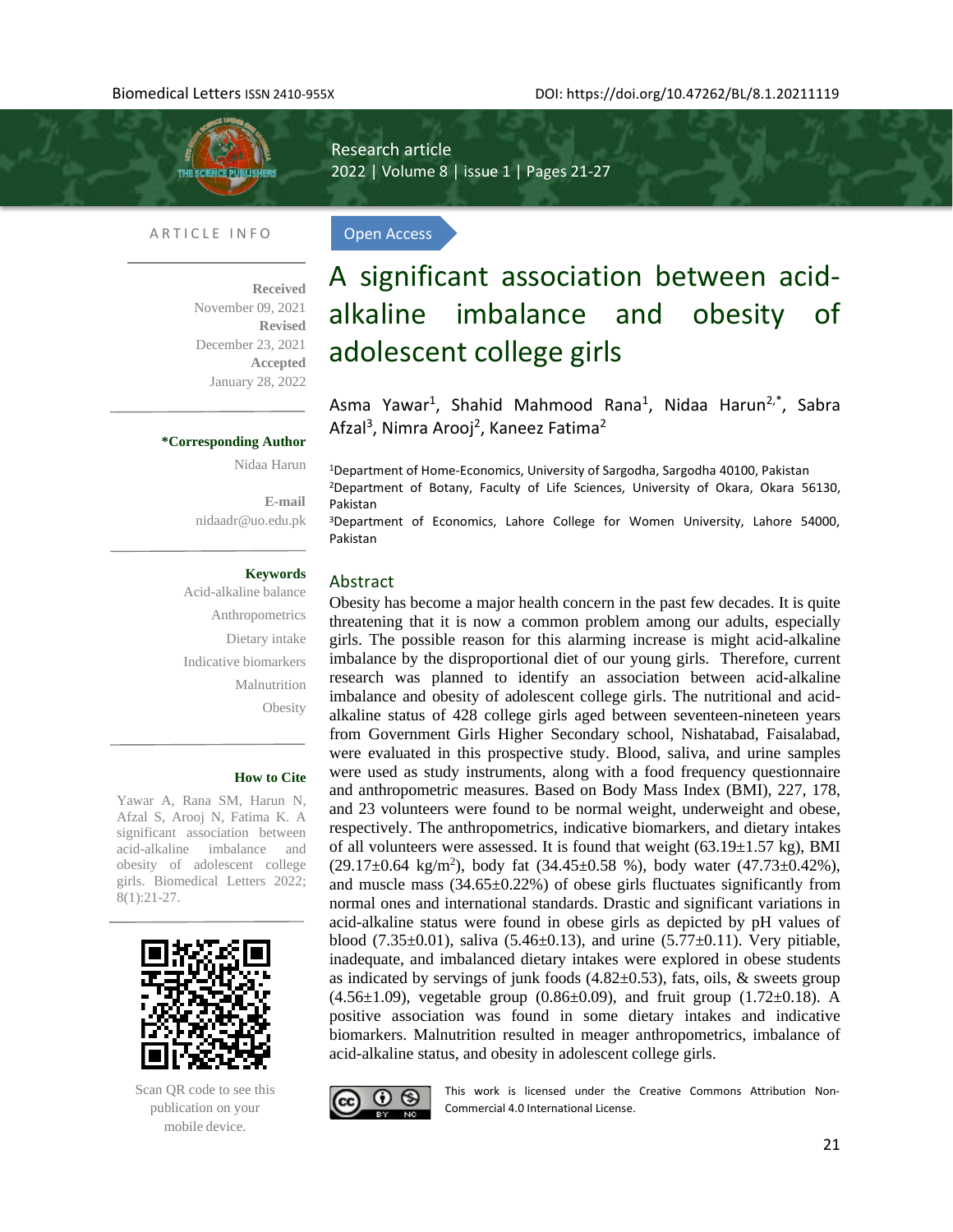Research article

# A significant association between acid-alkaline imbalance and obesity of adolescent college girls

Asma Yawar[1], Shahid Mahmood Rana[1], Nidaa Harun[2,*], Sabra Afzal[3], Nimra Arooj[2], Kaneez Fatima[2]

[1]Department of Home-Economics, University of Sargodha, Sargodha 40100, Pakistan
[2]Department of Botany, Faculty of Life Sciences, University of Okara, Okara 56130, Pakistan
[3]Department of Economics, Lahore College for Women University, Lahore 54000, Pakistan

Open Access

**ARTICLE INFO**

**Received**
November 09, 2021
**Revised**
December 23, 2021
**Accepted**
January 28, 2022

**\*Corresponding Author**
Nidaa Harun

**E-mail**
nidaadr@uo.edu.pk

**Keywords**
Acid-alkaline balance
Anthropometrics
Dietary intake
Indicative biomarkers
Malnutrition
Obesity

**How to Cite**
Yawar A, Rana SM, Harun N, Afzal S, Arooj N, Fatima K. A significant association between acid-alkaline imbalance and obesity of adolescent college girls. Biomedical Letters 2022; 8(1):21-27.

Scan QR code to see this publication on your mobile device.

## Abstract

Obesity has become a major health concern in the past few decades. It is quite threatening that it is now a common problem among our adults, especially girls. The possible reason for this alarming increase is might acid-alkaline imbalance by the disproportional diet of our young girls. Therefore, current research was planned to identify an association between acid-alkaline imbalance and obesity of adolescent college girls. The nutritional and acid-alkaline status of 428 college girls aged between seventeen-nineteen years from Government Girls Higher Secondary school, Nishatabad, Faisalabad, were evaluated in this prospective study. Blood, saliva, and urine samples were used as study instruments, along with a food frequency questionnaire and anthropometric measures. Based on Body Mass Index (BMI), 227, 178, and 23 volunteers were found to be normal weight, underweight and obese, respectively. The anthropometrics, indicative biomarkers, and dietary intakes of all volunteers were assessed. It is found that weight (63.19±1.57 kg), BMI (29.17±0.64 kg/m$^2$), body fat (34.45±0.58 %), body water (47.73±0.42%), and muscle mass (34.65±0.22%) of obese girls fluctuates significantly from normal ones and international standards. Drastic and significant variations in acid-alkaline status were found in obese girls as depicted by pH values of blood (7.35±0.01), saliva (5.46±0.13), and urine (5.77±0.11). Very pitiable, inadequate, and imbalanced dietary intakes were explored in obese students as indicated by servings of junk foods (4.82±0.53), fats, oils, & sweets group (4.56±1.09), vegetable group (0.86±0.09), and fruit group (1.72±0.18). A positive association was found in some dietary intakes and indicative biomarkers. Malnutrition resulted in meager anthropometrics, imbalance of acid-alkaline status, and obesity in adolescent college girls.

This work is licensed under the Creative Commons Attribution Non-Commercial 4.0 International License.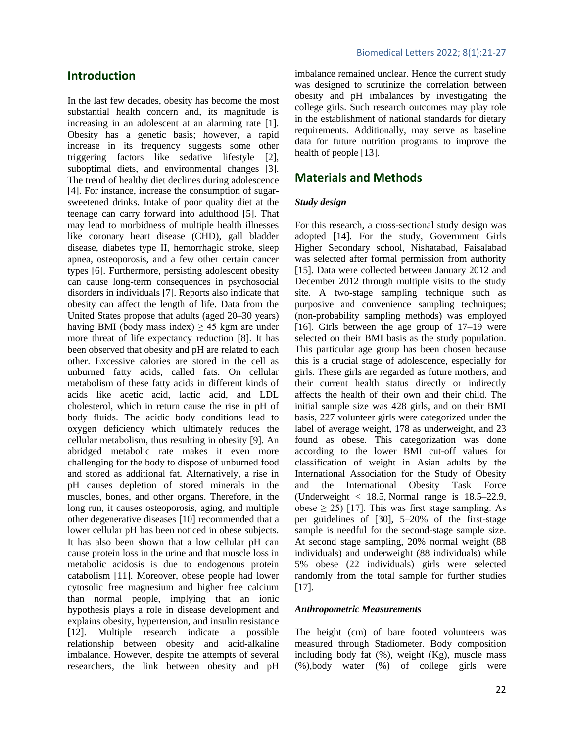## Introduction

In the last few decades, obesity has become the most substantial health concern and, its magnitude is increasing in an adolescent at an alarming rate [1]. Obesity has a genetic basis; however, a rapid increase in its frequency suggests some other triggering factors like sedative lifestyle [2], suboptimal diets, and environmental changes [3]. The trend of healthy diet declines during adolescence [4]. For instance, increase the consumption of sugar-sweetened drinks. Intake of poor quality diet at the teenage can carry forward into adulthood [5]. That may lead to morbidness of multiple health illnesses like coronary heart disease (CHD), gall bladder disease, diabetes type II, hemorrhagic stroke, sleep apnea, osteoporosis, and a few other certain cancer types [6]. Furthermore, persisting adolescent obesity can cause long-term consequences in psychosocial disorders in individuals [7]. Reports also indicate that obesity can affect the length of life. Data from the United States propose that adults (aged 20–30 years) having BMI (body mass index) ≥ 45 kgm are under more threat of life expectancy reduction [8]. It has been observed that obesity and pH are related to each other. Excessive calories are stored in the cell as unburned fatty acids, called fats. On cellular metabolism of these fatty acids in different kinds of acids like acetic acid, lactic acid, and LDL cholesterol, which in return cause the rise in pH of body fluids. The acidic body conditions lead to oxygen deficiency which ultimately reduces the cellular metabolism, thus resulting in obesity [9]. An abridged metabolic rate makes it even more challenging for the body to dispose of unburned food and stored as additional fat. Alternatively, a rise in pH causes depletion of stored minerals in the muscles, bones, and other organs. Therefore, in the long run, it causes osteoporosis, aging, and multiple other degenerative diseases [10] recommended that a lower cellular pH has been noticed in obese subjects. It has also been shown that a low cellular pH can cause protein loss in the urine and that muscle loss in metabolic acidosis is due to endogenous protein catabolism [11]. Moreover, obese people had lower cytosolic free magnesium and higher free calcium than normal people, implying that an ionic hypothesis plays a role in disease development and explains obesity, hypertension, and insulin resistance [12]. Multiple research indicate a possible relationship between obesity and acid-alkaline imbalance. However, despite the attempts of several researchers, the link between obesity and pH imbalance remained unclear. Hence the current study was designed to scrutinize the correlation between obesity and pH imbalances by investigating the college girls. Such research outcomes may play role in the establishment of national standards for dietary requirements. Additionally, may serve as baseline data for future nutrition programs to improve the health of people [13].

## Materials and Methods

### *Study design*

For this research, a cross-sectional study design was adopted [14]. For the study, Government Girls Higher Secondary school, Nishatabad, Faisalabad was selected after formal permission from authority [15]. Data were collected between January 2012 and December 2012 through multiple visits to the study site. A two-stage sampling technique such as purposive and convenience sampling techniques; (non-probability sampling methods) was employed [16]. Girls between the age group of 17–19 were selected on their BMI basis as the study population. This particular age group has been chosen because this is a crucial stage of adolescence, especially for girls. These girls are regarded as future mothers, and their current health status directly or indirectly affects the health of their own and their child. The initial sample size was 428 girls, and on their BMI basis, 227 volunteer girls were categorized under the label of average weight, 178 as underweight, and 23 found as obese. This categorization was done according to the lower BMI cut-off values for classification of weight in Asian adults by the International Association for the Study of Obesity and the International Obesity Task Force (Underweight < 18.5, Normal range is 18.5–22.9, obese ≥ 25) [17]. This was first stage sampling. As per guidelines of [30], 5–20% of the first-stage sample is needful for the second-stage sample size. At second stage sampling, 20% normal weight (88 individuals) and underweight (88 individuals) while 5% obese (22 individuals) girls were selected randomly from the total sample for further studies [17].

### *Anthropometric Measurements*

The height (cm) of bare footed volunteers was measured through Stadiometer. Body composition including body fat (%), weight (Kg), muscle mass (%),body water (%) of college girls were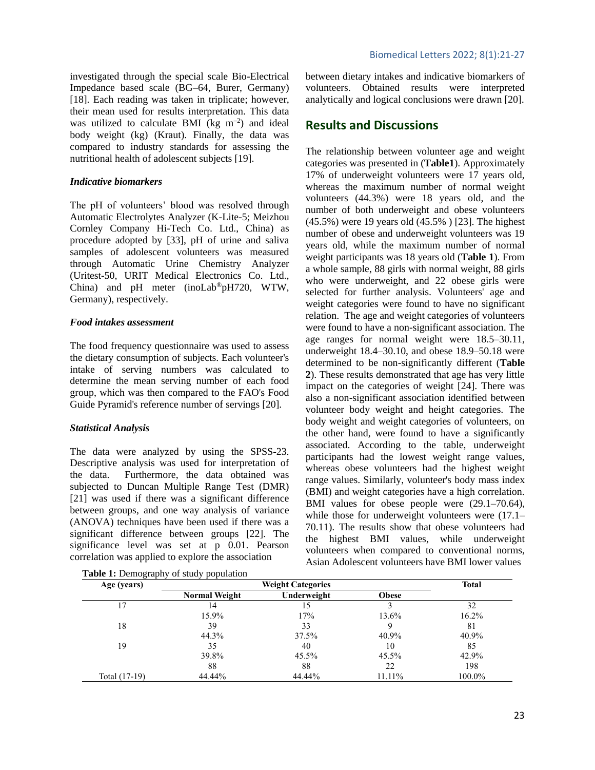investigated through the special scale Bio-Electrical Impedance based scale (BG–64, Burer, Germany) [18]. Each reading was taken in triplicate; however, their mean used for results interpretation. This data was utilized to calculate BMI (kg $m^{-2}$) and ideal body weight (kg) (Kraut). Finally, the data was compared to industry standards for assessing the nutritional health of adolescent subjects [19].

### *Indicative biomarkers*

The pH of volunteers' blood was resolved through Automatic Electrolytes Analyzer (K-Lite-5; Meizhou Cornley Company Hi-Tech Co. Ltd., China) as procedure adopted by [33], pH of urine and saliva samples of adolescent volunteers was measured through Automatic Urine Chemistry Analyzer (Uritest-50, URIT Medical Electronics Co. Ltd., China) and pH meter (inoLab®pH720, WTW, Germany), respectively.

### *Food intakes assessment*

The food frequency questionnaire was used to assess the dietary consumption of subjects. Each volunteer's intake of serving numbers was calculated to determine the mean serving number of each food group, which was then compared to the FAO's Food Guide Pyramid's reference number of servings [20].

### *Statistical Analysis*

The data were analyzed by using the SPSS-23. Descriptive analysis was used for interpretation of the data. Furthermore, the data obtained was subjected to Duncan Multiple Range Test (DMR) [21] was used if there was a significant difference between groups, and one way analysis of variance (ANOVA) techniques have been used if there was a significant difference between groups [22]. The significance level was set at p 0.01. Pearson correlation was applied to explore the association between dietary intakes and indicative biomarkers of volunteers. Obtained results were interpreted analytically and logical conclusions were drawn [20].

## Results and Discussions

The relationship between volunteer age and weight categories was presented in (**Table1**). Approximately 17% of underweight volunteers were 17 years old, whereas the maximum number of normal weight volunteers (44.3%) were 18 years old, and the number of both underweight and obese volunteers (45.5%) were 19 years old (45.5% ) [23]. The highest number of obese and underweight volunteers was 19 years old, while the maximum number of normal weight participants was 18 years old (**Table 1**). From a whole sample, 88 girls with normal weight, 88 girls who were underweight, and 22 obese girls were selected for further analysis. Volunteers' age and weight categories were found to have no significant relation. The age and weight categories of volunteers were found to have a non-significant association. The age ranges for normal weight were 18.5–30.11, underweight 18.4–30.10, and obese 18.9–50.18 were determined to be non-significantly different (**Table 2**). These results demonstrated that age has very little impact on the categories of weight [24]. There was also a non-significant association identified between volunteer body weight and height categories. The body weight and weight categories of volunteers, on the other hand, were found to have a significantly associated. According to the table, underweight participants had the lowest weight range values, whereas obese volunteers had the highest weight range values. Similarly, volunteer's body mass index (BMI) and weight categories have a high correlation. BMI values for obese people were (29.1–70.64), while those for underweight volunteers were (17.1–70.11). The results show that obese volunteers had the highest BMI values, while underweight volunteers when compared to conventional norms, Asian Adolescent volunteers have BMI lower values

**Table 1:** Demography of study population

| Age (years) | Weight Categories | | | Total |
|---|---|---|---|---|
| | Normal Weight | Underweight | Obese | |
| 17 | 14 | 15 | 3 | 32 |
| | 15.9% | 17% | 13.6% | 16.2% |
| 18 | 39 | 33 | 9 | 81 |
| | 44.3% | 37.5% | 40.9% | 40.9% |
| 19 | 35 | 40 | 10 | 85 |
| | 39.8% | 45.5% | 45.5% | 42.9% |
| | 88 | 88 | 22 | 198 |
| Total (17-19) | 44.44% | 44.44% | 11.11% | 100.0% |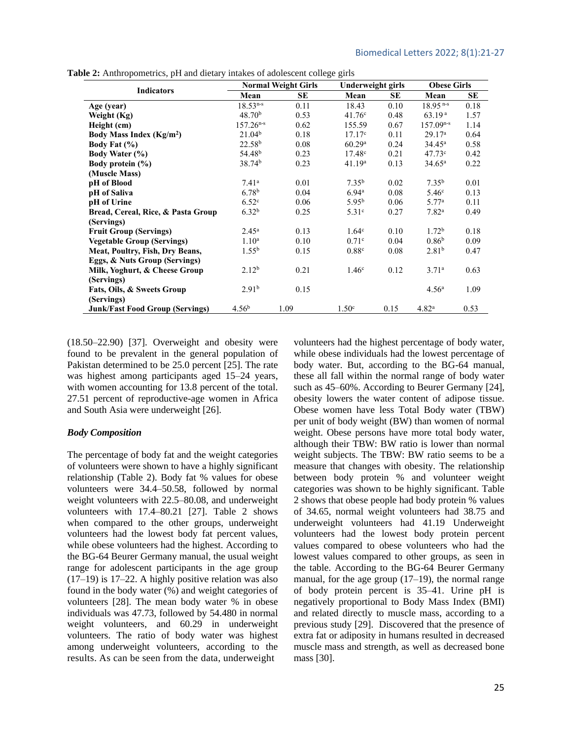**Table 2:** Anthropometrics, pH and dietary intakes of adolescent college girls

| Indicators | Normal Weight Girls | | Underweight girls | | Obese Girls | |
|---|---|---|---|---|---|---|
| | Mean | SE | Mean | SE | Mean | SE |
| **Age (year)** | 18.53[n-s] | 0.11 | 18.43 | 0.10 | 18.95 [n-s] | 0.18 |
| **Weight (Kg)** | 48.70[b] | 0.53 | 41.76[c] | 0.48 | 63.19 [a] | 1.57 |
| **Height (cm)** | 157.26[n-s] | 0.62 | 155.59 | 0.67 | 157.09[n-s] | 1.14 |
| **Body Mass Index (Kg/m²)** | 21.04[b] | 0.18 | 17.17[c] | 0.11 | 29.17[a] | 0.64 |
| **Body Fat (%)** | 22.58[b] | 0.08 | 60.29[a] | 0.24 | 34.45[a] | 0.58 |
| **Body Water (%)** | 54.48[b] | 0.23 | 17.48[c] | 0.21 | 47.73[c] | 0.42 |
| **Body protein (%) (Muscle Mass)** | 38.74[b] | 0.23 | 41.19[a] | 0.13 | 34.65[a] | 0.22 |
| **pH of Blood** | 7.41[a] | 0.01 | 7.35[b] | 0.02 | 7.35[b] | 0.01 |
| **pH of Saliva** | 6.78[b] | 0.04 | 6.94[a] | 0.08 | 5.46[c] | 0.13 |
| **pH of Urine** | 6.52[c] | 0.06 | 5.95[b] | 0.06 | 5.77[a] | 0.11 |
| **Bread, Cereal, Rice, & Pasta Group (Servings)** | 6.32[b] | 0.25 | 5.31[c] | 0.27 | 7.82[a] | 0.49 |
| **Fruit Group (Servings)** | 2.45[a] | 0.13 | 1.64[c] | 0.10 | 1.72[b] | 0.18 |
| **Vegetable Group (Servings)** | 1.10[a] | 0.10 | 0.71[c] | 0.04 | 0.86[b] | 0.09 |
| **Meat, Poultry, Fish, Dry Beans, Eggs, & Nuts Group (Servings)** | 1.55[b] | 0.15 | 0.88[c] | 0.08 | 2.81[b] | 0.47 |
| **Milk, Yoghurt, & Cheese Group (Servings)** | 2.12[b] | 0.21 | 1.46[c] | 0.12 | 3.71[a] | 0.63 |
| **Fats, Oils, & Sweets Group (Servings)** | 2.91[b] | 0.15 | | | 4.56[a] | 1.09 |
| **Junk/Fast Food Group (Servings)** | 4.56[b] | 1.09 | 1.50[c] | 0.15 | 4.82[a] | 0.53 |

(18.50–22.90) [37]. Overweight and obesity were found to be prevalent in the general population of Pakistan determined to be 25.0 percent [25]. The rate was highest among participants aged 15–24 years, with women accounting for 13.8 percent of the total. 27.51 percent of reproductive-age women in Africa and South Asia were underweight [26].

### *Body Composition*

The percentage of body fat and the weight categories of volunteers were shown to have a highly significant relationship (Table 2). Body fat % values for obese volunteers were 34.4–50.58, followed by normal weight volunteers with 22.5–80.08, and underweight volunteers with 17.4–80.21 [27]. Table 2 shows when compared to the other groups, underweight volunteers had the lowest body fat percent values, while obese volunteers had the highest. According to the BG-64 Beurer Germany manual, the usual weight range for adolescent participants in the age group (17–19) is 17–22. A highly positive relation was also found in the body water (%) and weight categories of volunteers [28]. The mean body water % in obese individuals was 47.73, followed by 54.480 in normal weight volunteers, and 60.29 in underweight volunteers. The ratio of body water was highest among underweight volunteers, according to the results. As can be seen from the data, underweight volunteers had the highest percentage of body water, while obese individuals had the lowest percentage of body water. But, according to the BG-64 manual, these all fall within the normal range of body water such as 45–60%. According to Beurer Germany [24], obesity lowers the water content of adipose tissue. Obese women have less Total Body water (TBW) per unit of body weight (BW) than women of normal weight. Obese persons have more total body water, although their TBW: BW ratio is lower than normal weight subjects. The TBW: BW ratio seems to be a measure that changes with obesity. The relationship between body protein % and volunteer weight categories was shown to be highly significant. Table 2 shows that obese people had body protein % values of 34.65, normal weight volunteers had 38.75 and underweight volunteers had 41.19 Underweight volunteers had the lowest body protein percent values compared to obese volunteers who had the lowest values compared to other groups, as seen in the table. According to the BG-64 Beurer Germany manual, for the age group (17–19), the normal range of body protein percent is 35–41. Urine pH is negatively proportional to Body Mass Index (BMI) and related directly to muscle mass, according to a previous study [29]. Discovered that the presence of extra fat or adiposity in humans resulted in decreased muscle mass and strength, as well as decreased bone mass [30].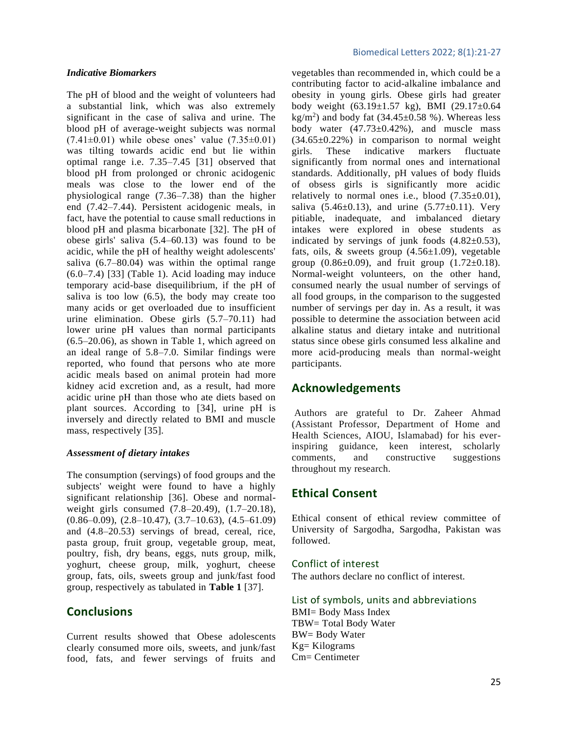### *Indicative Biomarkers*

The pH of blood and the weight of volunteers had a substantial link, which was also extremely significant in the case of saliva and urine. The blood pH of average-weight subjects was normal (7.41±0.01) while obese ones' value (7.35±0.01) was tilting towards acidic end but lie within optimal range i.e. 7.35–7.45 [31] observed that blood pH from prolonged or chronic acidogenic meals was close to the lower end of the physiological range (7.36–7.38) than the higher end (7.42–7.44). Persistent acidogenic meals, in fact, have the potential to cause small reductions in blood pH and plasma bicarbonate [32]. The pH of obese girls' saliva (5.4–60.13) was found to be acidic, while the pH of healthy weight adolescents' saliva (6.7–80.04) was within the optimal range (6.0–7.4) [33] (Table 1). Acid loading may induce temporary acid-base disequilibrium, if the pH of saliva is too low (6.5), the body may create too many acids or get overloaded due to insufficient urine elimination. Obese girls (5.7–70.11) had lower urine pH values than normal participants (6.5–20.06), as shown in Table 1, which agreed on an ideal range of 5.8–7.0. Similar findings were reported, who found that persons who ate more acidic meals based on animal protein had more kidney acid excretion and, as a result, had more acidic urine pH than those who ate diets based on plant sources. According to [34], urine pH is inversely and directly related to BMI and muscle mass, respectively [35].

### *Assessment of dietary intakes*

The consumption (servings) of food groups and the subjects' weight were found to have a highly significant relationship [36]. Obese and normal-weight girls consumed (7.8–20.49), (1.7–20.18), (0.86–0.09), (2.8–10.47), (3.7–10.63), (4.5–61.09) and (4.8–20.53) servings of bread, cereal, rice, pasta group, fruit group, vegetable group, meat, poultry, fish, dry beans, eggs, nuts group, milk, yoghurt, cheese group, milk, yoghurt, cheese group, fats, oils, sweets group and junk/fast food group, respectively as tabulated in **Table 1** [37].

## Conclusions

Current results showed that Obese adolescents clearly consumed more oils, sweets, and junk/fast food, fats, and fewer servings of fruits and vegetables than recommended in, which could be a contributing factor to acid-alkaline imbalance and obesity in young girls. Obese girls had greater body weight (63.19±1.57 kg), BMI (29.17±0.64 kg/m$^2$) and body fat (34.45±0.58 %). Whereas less body water (47.73±0.42%), and muscle mass (34.65±0.22%) in comparison to normal weight girls. These indicative markers fluctuate significantly from normal ones and international standards. Additionally, pH values of body fluids of obsess girls is significantly more acidic relatively to normal ones i.e., blood (7.35±0.01), saliva (5.46±0.13), and urine (5.77±0.11). Very pitiable, inadequate, and imbalanced dietary intakes were explored in obese students as indicated by servings of junk foods (4.82±0.53), fats, oils, & sweets group (4.56±1.09), vegetable group (0.86±0.09), and fruit group (1.72±0.18). Normal-weight volunteers, on the other hand, consumed nearly the usual number of servings of all food groups, in the comparison to the suggested number of servings per day in. As a result, it was possible to determine the association between acid alkaline status and dietary intake and nutritional status since obese girls consumed less alkaline and more acid-producing meals than normal-weight participants.

## Acknowledgements

Authors are grateful to Dr. Zaheer Ahmad (Assistant Professor, Department of Home and Health Sciences, AIOU, Islamabad) for his ever-inspiring guidance, keen interest, scholarly comments, and constructive suggestions throughout my research.

## Ethical Consent

Ethical consent of ethical review committee of University of Sargodha, Sargodha, Pakistan was followed.

### Conflict of interest

The authors declare no conflict of interest.

### List of symbols, units and abbreviations

BMI= Body Mass Index
TBW= Total Body Water
BW= Body Water
Kg= Kilograms
Cm= Centimeter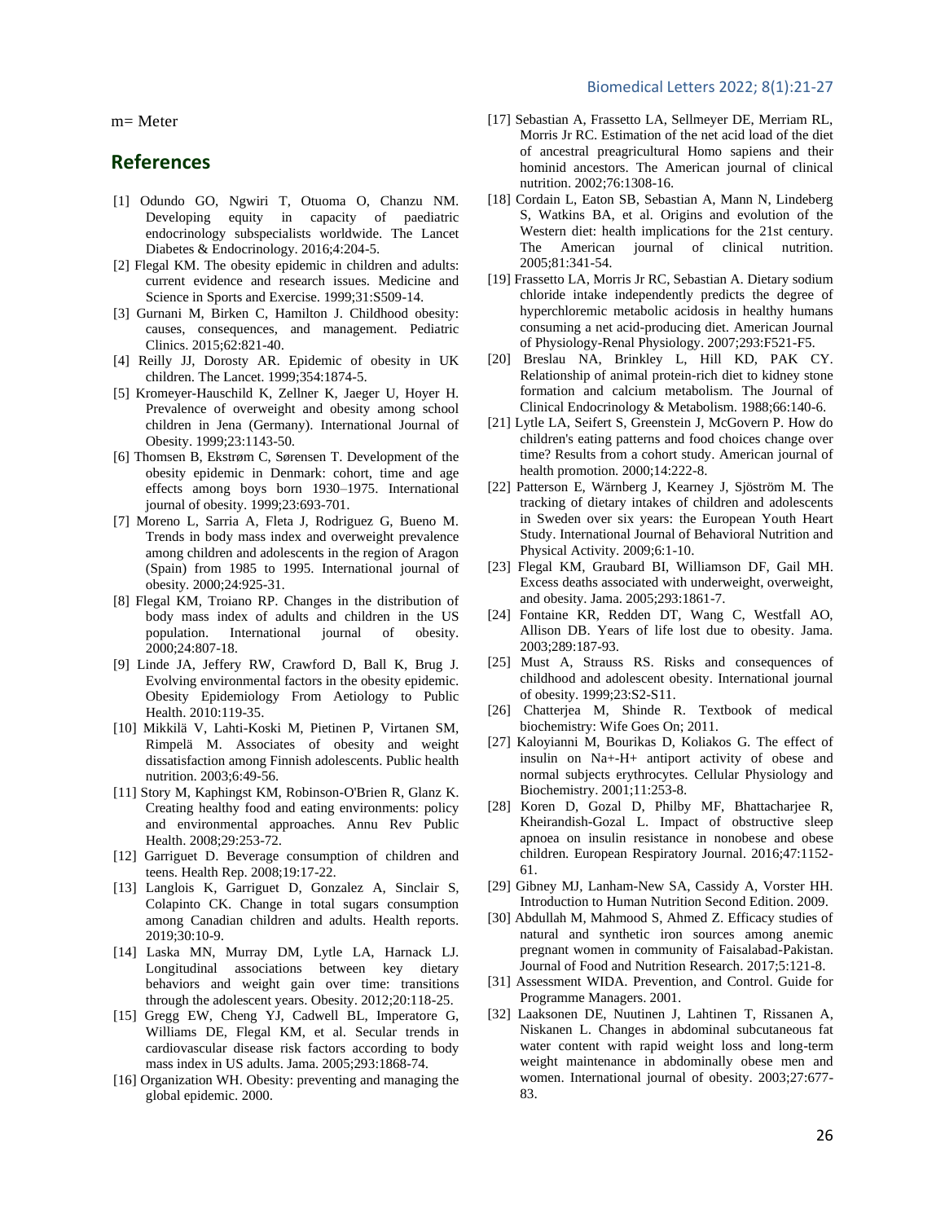m= Meter

## References

[1] Odundo GO, Ngwiri T, Otuoma O, Chanzu NM. Developing equity in capacity of paediatric endocrinology subspecialists worldwide. The Lancet Diabetes & Endocrinology. 2016;4:204-5.

[2] Flegal KM. The obesity epidemic in children and adults: current evidence and research issues. Medicine and Science in Sports and Exercise. 1999;31:S509-14.

[3] Gurnani M, Birken C, Hamilton J. Childhood obesity: causes, consequences, and management. Pediatric Clinics. 2015;62:821-40.

[4] Reilly JJ, Dorosty AR. Epidemic of obesity in UK children. The Lancet. 1999;354:1874-5.

[5] Kromeyer-Hauschild K, Zellner K, Jaeger U, Hoyer H. Prevalence of overweight and obesity among school children in Jena (Germany). International Journal of Obesity. 1999;23:1143-50.

[6] Thomsen B, Ekstrøm C, Sørensen T. Development of the obesity epidemic in Denmark: cohort, time and age effects among boys born 1930–1975. International journal of obesity. 1999;23:693-701.

[7] Moreno L, Sarria A, Fleta J, Rodriguez G, Bueno M. Trends in body mass index and overweight prevalence among children and adolescents in the region of Aragon (Spain) from 1985 to 1995. International journal of obesity. 2000;24:925-31.

[8] Flegal KM, Troiano RP. Changes in the distribution of body mass index of adults and children in the US population. International journal of obesity. 2000;24:807-18.

[9] Linde JA, Jeffery RW, Crawford D, Ball K, Brug J. Evolving environmental factors in the obesity epidemic. Obesity Epidemiology From Aetiology to Public Health. 2010:119-35.

[10] Mikkilä V, Lahti-Koski M, Pietinen P, Virtanen SM, Rimpelä M. Associates of obesity and weight dissatisfaction among Finnish adolescents. Public health nutrition. 2003;6:49-56.

[11] Story M, Kaphingst KM, Robinson-O'Brien R, Glanz K. Creating healthy food and eating environments: policy and environmental approaches. Annu Rev Public Health. 2008;29:253-72.

[12] Garriguet D. Beverage consumption of children and teens. Health Rep. 2008;19:17-22.

[13] Langlois K, Garriguet D, Gonzalez A, Sinclair S, Colapinto CK. Change in total sugars consumption among Canadian children and adults. Health reports. 2019;30:10-9.

[14] Laska MN, Murray DM, Lytle LA, Harnack LJ. Longitudinal associations between key dietary behaviors and weight gain over time: transitions through the adolescent years. Obesity. 2012;20:118-25.

[15] Gregg EW, Cheng YJ, Cadwell BL, Imperatore G, Williams DE, Flegal KM, et al. Secular trends in cardiovascular disease risk factors according to body mass index in US adults. Jama. 2005;293:1868-74.

[16] Organization WH. Obesity: preventing and managing the global epidemic. 2000.

[17] Sebastian A, Frassetto LA, Sellmeyer DE, Merriam RL, Morris Jr RC. Estimation of the net acid load of the diet of ancestral preagricultural Homo sapiens and their hominid ancestors. The American journal of clinical nutrition. 2002;76:1308-16.

[18] Cordain L, Eaton SB, Sebastian A, Mann N, Lindeberg S, Watkins BA, et al. Origins and evolution of the Western diet: health implications for the 21st century. The American journal of clinical nutrition. 2005;81:341-54.

[19] Frassetto LA, Morris Jr RC, Sebastian A. Dietary sodium chloride intake independently predicts the degree of hyperchloremic metabolic acidosis in healthy humans consuming a net acid-producing diet. American Journal of Physiology-Renal Physiology. 2007;293:F521-F5.

[20] Breslau NA, Brinkley L, Hill KD, PAK CY. Relationship of animal protein-rich diet to kidney stone formation and calcium metabolism. The Journal of Clinical Endocrinology & Metabolism. 1988;66:140-6.

[21] Lytle LA, Seifert S, Greenstein J, McGovern P. How do children's eating patterns and food choices change over time? Results from a cohort study. American journal of health promotion. 2000;14:222-8.

[22] Patterson E, Wärnberg J, Kearney J, Sjöström M. The tracking of dietary intakes of children and adolescents in Sweden over six years: the European Youth Heart Study. International Journal of Behavioral Nutrition and Physical Activity. 2009;6:1-10.

[23] Flegal KM, Graubard BI, Williamson DF, Gail MH. Excess deaths associated with underweight, overweight, and obesity. Jama. 2005;293:1861-7.

[24] Fontaine KR, Redden DT, Wang C, Westfall AO, Allison DB. Years of life lost due to obesity. Jama. 2003;289:187-93.

[25] Must A, Strauss RS. Risks and consequences of childhood and adolescent obesity. International journal of obesity. 1999;23:S2-S11.

[26] Chatterjea M, Shinde R. Textbook of medical biochemistry: Wife Goes On; 2011.

[27] Kaloyianni M, Bourikas D, Koliakos G. The effect of insulin on Na+-H+ antiport activity of obese and normal subjects erythrocytes. Cellular Physiology and Biochemistry. 2001;11:253-8.

[28] Koren D, Gozal D, Philby MF, Bhattacharjee R, Kheirandish-Gozal L. Impact of obstructive sleep apnoea on insulin resistance in nonobese and obese children. European Respiratory Journal. 2016;47:1152-61.

[29] Gibney MJ, Lanham-New SA, Cassidy A, Vorster HH. Introduction to Human Nutrition Second Edition. 2009.

[30] Abdullah M, Mahmood S, Ahmed Z. Efficacy studies of natural and synthetic iron sources among anemic pregnant women in community of Faisalabad-Pakistan. Journal of Food and Nutrition Research. 2017;5:121-8.

[31] Assessment WIDA. Prevention, and Control. Guide for Programme Managers. 2001.

[32] Laaksonen DE, Nuutinen J, Lahtinen T, Rissanen A, Niskanen L. Changes in abdominal subcutaneous fat water content with rapid weight loss and long-term weight maintenance in abdominally obese men and women. International journal of obesity. 2003;27:677-83.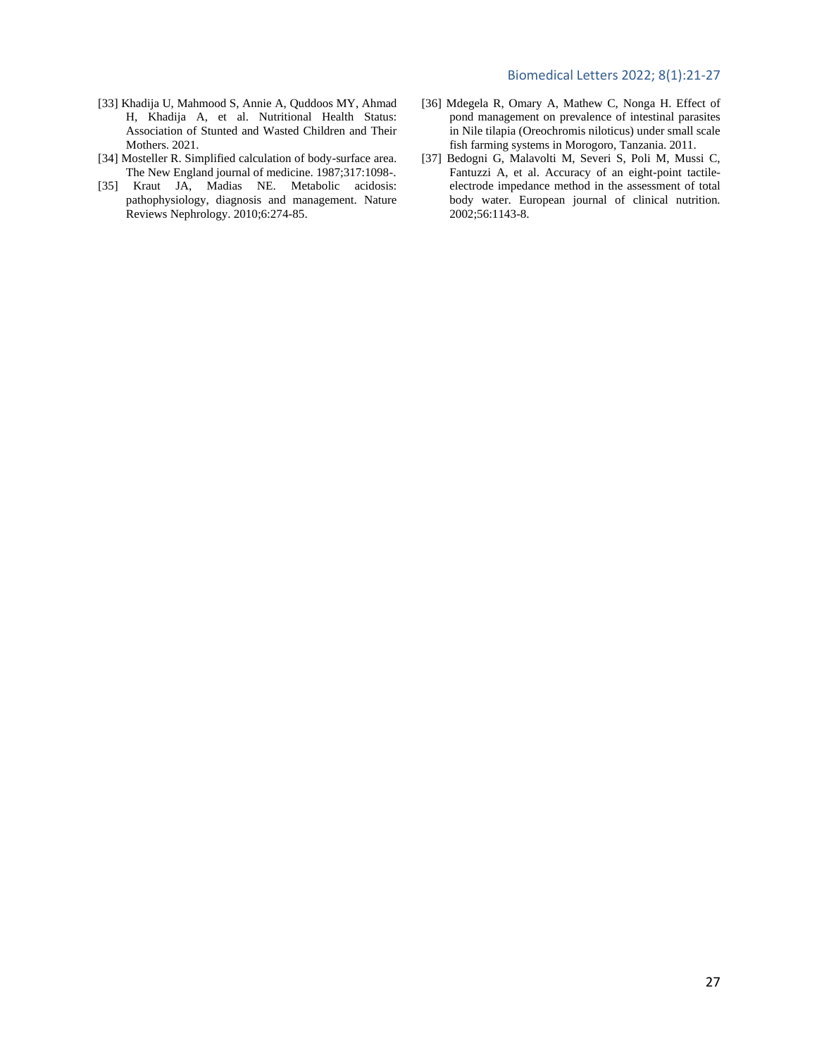[33] Khadija U, Mahmood S, Annie A, Quddoos MY, Ahmad H, Khadija A, et al. Nutritional Health Status: Association of Stunted and Wasted Children and Their Mothers. 2021.

[34] Mosteller R. Simplified calculation of body-surface area. The New England journal of medicine. 1987;317:1098-.

[35] Kraut JA, Madias NE. Metabolic acidosis: pathophysiology, diagnosis and management. Nature Reviews Nephrology. 2010;6:274-85.

[36] Mdegela R, Omary A, Mathew C, Nonga H. Effect of pond management on prevalence of intestinal parasites in Nile tilapia (Oreochromis niloticus) under small scale fish farming systems in Morogoro, Tanzania. 2011.

[37] Bedogni G, Malavolti M, Severi S, Poli M, Mussi C, Fantuzzi A, et al. Accuracy of an eight-point tactile-electrode impedance method in the assessment of total body water. European journal of clinical nutrition. 2002;56:1143-8.